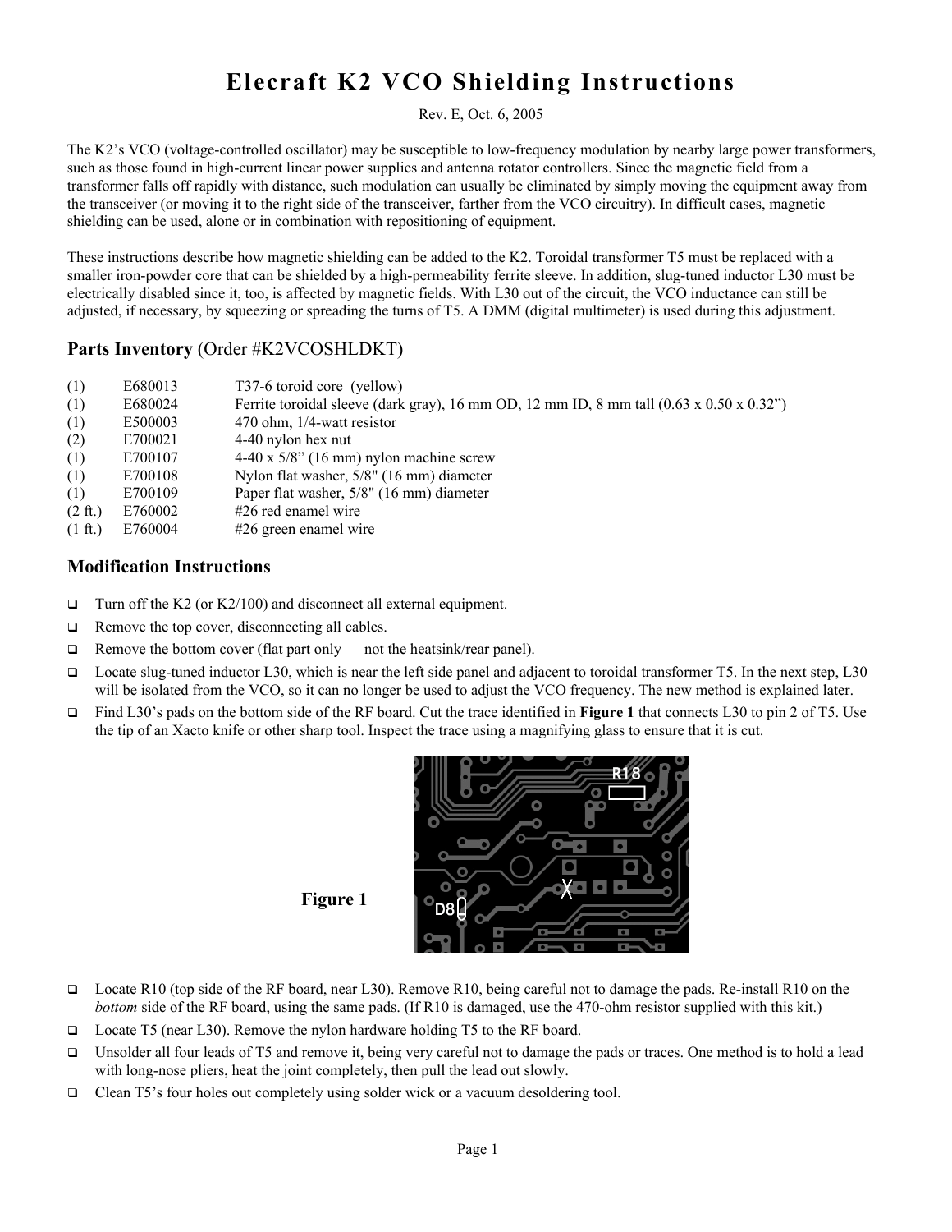# Elecraft K2 VCO Shielding Instructions

Rev. E, Oct. 6, 2005

The K2's VCO (voltage-controlled oscillator) may be susceptible to low-frequency modulation by nearby large power transformers, such as those found in high-current linear power supplies and antenna rotator controllers. Since the magnetic field from a transformer falls off rapidly with distance, such modulation can usually be eliminated by simply moving the equipment away from the transceiver (or moving it to the right side of the transceiver, farther from the VCO circuitry). In difficult cases, magnetic shielding can be used, alone or in combination with repositioning of equipment.

These instructions describe how magnetic shielding can be added to the K2. Toroidal transformer T5 must be replaced with a smaller iron-powder core that can be shielded by a high-permeability ferrite sleeve. In addition, slug-tuned inductor L30 must be electrically disabled since it, too, is affected by magnetic fields. With L30 out of the circuit, the VCO inductance can still be adjusted, if necessary, by squeezing or spreading the turns of T5. A DMM (digital multimeter) is used during this adjustment.

## Parts Inventory (Order #K2VCOSHLDKT)

| | | |
|---|---|---|
| (1) | E680013 | T37-6 toroid core (yellow) |
| (1) | E680024 | Ferrite toroidal sleeve (dark gray), 16 mm OD, 12 mm ID, 8 mm tall (0.63 x 0.50 x 0.32") |
| (1) | E500003 | 470 ohm, 1/4-watt resistor |
| (2) | E700021 | 4-40 nylon hex nut |
| (1) | E700107 | 4-40 x 5/8" (16 mm) nylon machine screw |
| (1) | E700108 | Nylon flat washer, 5/8" (16 mm) diameter |
| (1) | E700109 | Paper flat washer, 5/8" (16 mm) diameter |
| (2 ft.) | E760002 | #26 red enamel wire |
| (1 ft.) | E760004 | #26 green enamel wire |

## Modification Instructions

- ❑ Turn off the K2 (or K2/100) and disconnect all external equipment.
- ❑ Remove the top cover, disconnecting all cables.
- ❑ Remove the bottom cover (flat part only — not the heatsink/rear panel).
- ❑ Locate slug-tuned inductor L30, which is near the left side panel and adjacent to toroidal transformer T5. In the next step, L30 will be isolated from the VCO, so it can no longer be used to adjust the VCO frequency. The new method is explained later.
- ❑ Find L30's pads on the bottom side of the RF board. Cut the trace identified in **Figure 1** that connects L30 to pin 2 of T5. Use the tip of an Xacto knife or other sharp tool. Inspect the trace using a magnifying glass to ensure that it is cut.

**Figure 1**

- ❑ Locate R10 (top side of the RF board, near L30). Remove R10, being careful not to damage the pads. Re-install R10 on the *bottom* side of the RF board, using the same pads. (If R10 is damaged, use the 470-ohm resistor supplied with this kit.)
- ❑ Locate T5 (near L30). Remove the nylon hardware holding T5 to the RF board.
- ❑ Unsolder all four leads of T5 and remove it, being very careful not to damage the pads or traces. One method is to hold a lead with long-nose pliers, heat the joint completely, then pull the lead out slowly.
- ❑ Clean T5's four holes out completely using solder wick or a vacuum desoldering tool.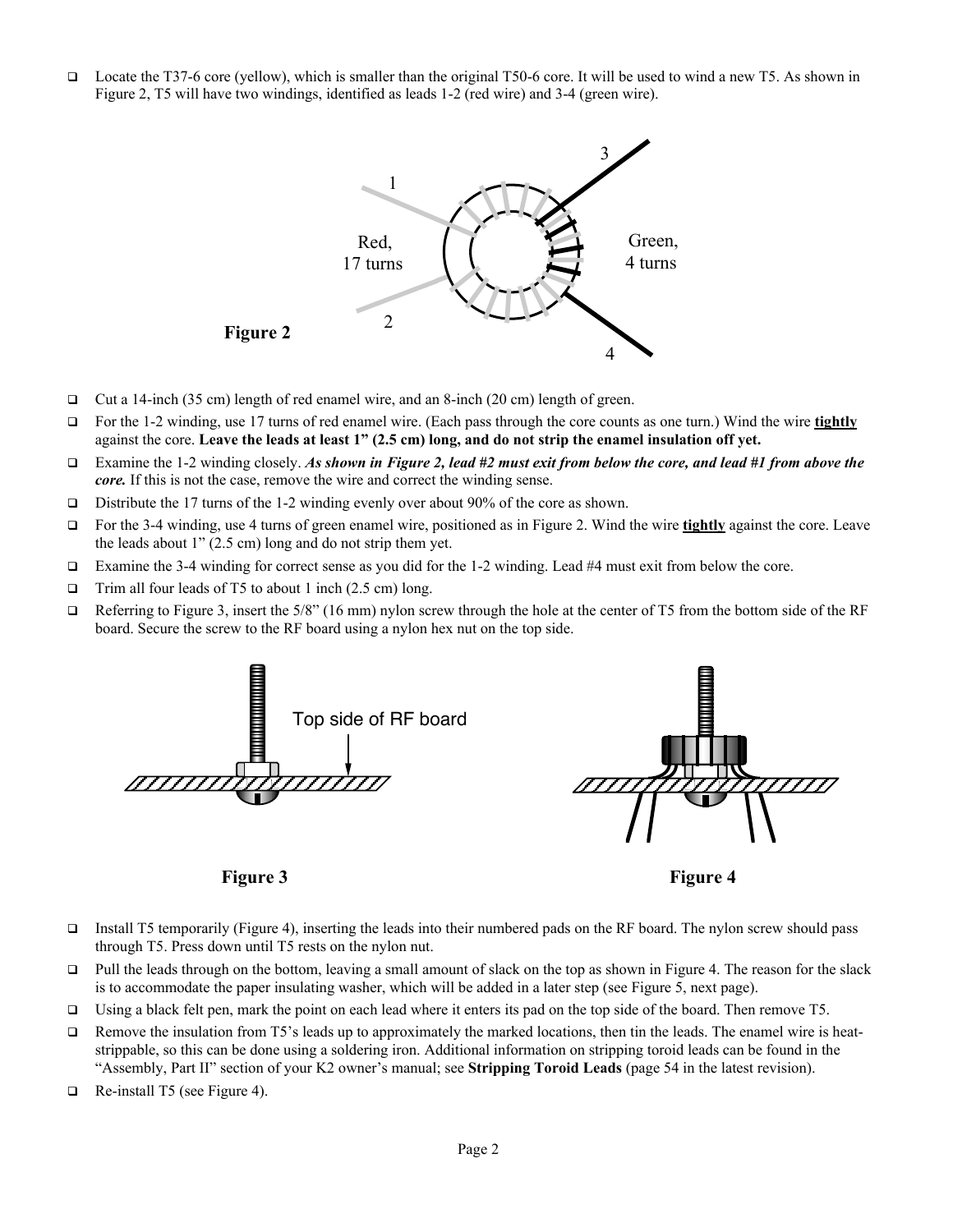- ❑ Locate the T37-6 core (yellow), which is smaller than the original T50-6 core. It will be used to wind a new T5. As shown in Figure 2, T5 will have two windings, identified as leads 1-2 (red wire) and 3-4 (green wire).

Figure 2

- ❑ Cut a 14-inch (35 cm) length of red enamel wire, and an 8-inch (20 cm) length of green.
- ❑ For the 1-2 winding, use 17 turns of red enamel wire. (Each pass through the core counts as one turn.) Wind the wire **tightly** against the core. **Leave the leads at least 1" (2.5 cm) long, and do not strip the enamel insulation off yet.**
- ❑ Examine the 1-2 winding closely. ***As shown in Figure 2, lead #2 must exit from below the core, and lead #1 from above the core.*** If this is not the case, remove the wire and correct the winding sense.
- ❑ Distribute the 17 turns of the 1-2 winding evenly over about 90% of the core as shown.
- ❑ For the 3-4 winding, use 4 turns of green enamel wire, positioned as in Figure 2. Wind the wire **tightly** against the core. Leave the leads about 1" (2.5 cm) long and do not strip them yet.
- ❑ Examine the 3-4 winding for correct sense as you did for the 1-2 winding. Lead #4 must exit from below the core.
- ❑ Trim all four leads of T5 to about 1 inch (2.5 cm) long.
- ❑ Referring to Figure 3, insert the 5/8" (16 mm) nylon screw through the hole at the center of T5 from the bottom side of the RF board. Secure the screw to the RF board using a nylon hex nut on the top side.

Figure 3

Figure 4

- ❑ Install T5 temporarily (Figure 4), inserting the leads into their numbered pads on the RF board. The nylon screw should pass through T5. Press down until T5 rests on the nylon nut.
- ❑ Pull the leads through on the bottom, leaving a small amount of slack on the top as shown in Figure 4. The reason for the slack is to accommodate the paper insulating washer, which will be added in a later step (see Figure 5, next page).
- ❑ Using a black felt pen, mark the point on each lead where it enters its pad on the top side of the board. Then remove T5.
- ❑ Remove the insulation from T5's leads up to approximately the marked locations, then tin the leads. The enamel wire is heat-strippable, so this can be done using a soldering iron. Additional information on stripping toroid leads can be found in the "Assembly, Part II" section of your K2 owner's manual; see **Stripping Toroid Leads** (page 54 in the latest revision).
- ❑ Re-install T5 (see Figure 4).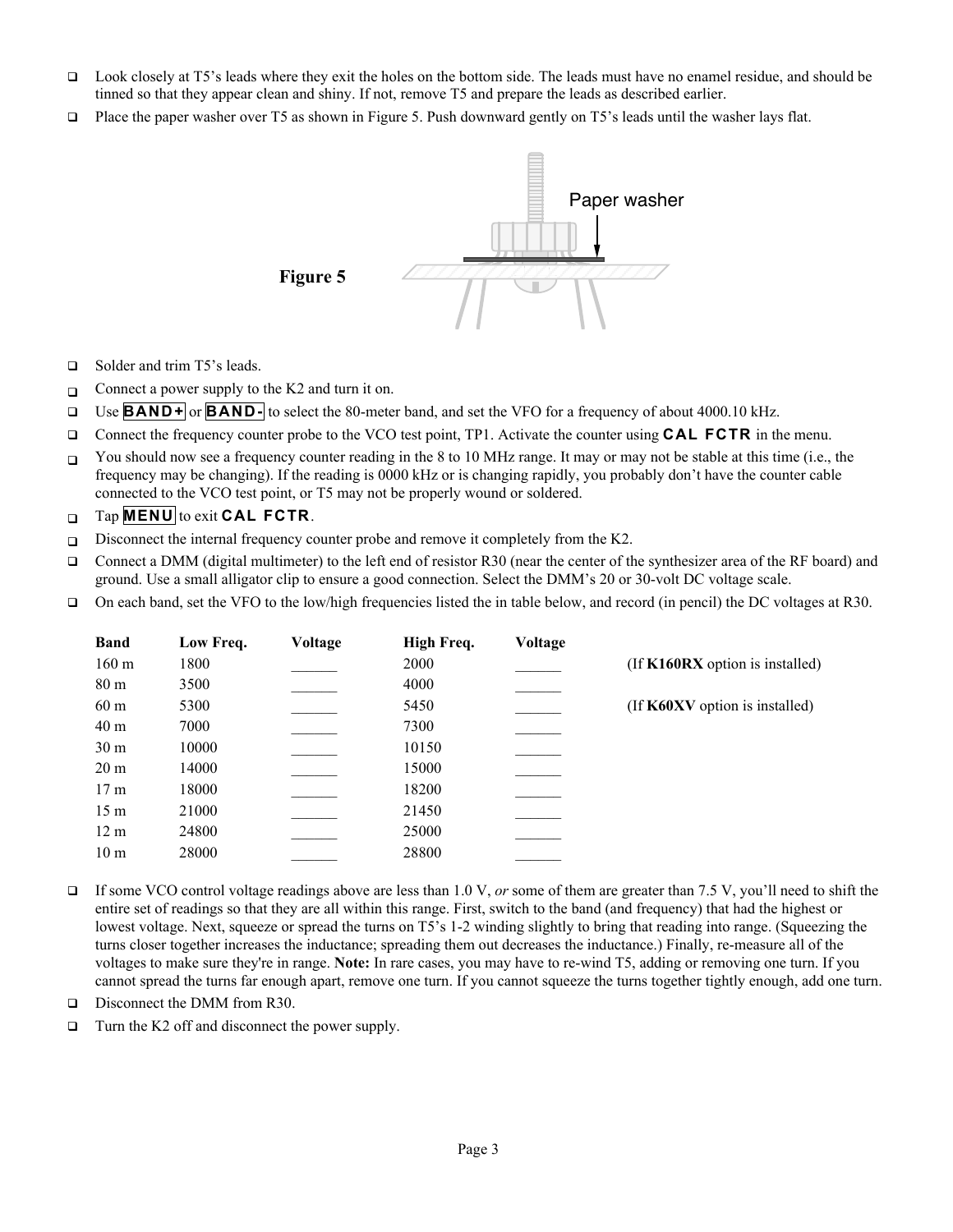- ☐ Look closely at T5's leads where they exit the holes on the bottom side. The leads must have no enamel residue, and should be tinned so that they appear clean and shiny. If not, remove T5 and prepare the leads as described earlier.
- ☐ Place the paper washer over T5 as shown in Figure 5. Push downward gently on T5's leads until the washer lays flat.

Paper washer

**Figure 5**

- ☐ Solder and trim T5's leads.
- ☐ Connect a power supply to the K2 and turn it on.
- ☐ Use **BAND+** or **BAND-** to select the 80-meter band, and set the VFO for a frequency of about 4000.10 kHz.
- ☐ Connect the frequency counter probe to the VCO test point, TP1. Activate the counter using **CAL FCTR** in the menu.
- ☐ You should now see a frequency counter reading in the 8 to 10 MHz range. It may or may not be stable at this time (i.e., the frequency may be changing). If the reading is 0000 kHz or is changing rapidly, you probably don't have the counter cable connected to the VCO test point, or T5 may not be properly wound or soldered.
- ☐ Tap **MENU** to exit **CAL FCTR**.
- ☐ Disconnect the internal frequency counter probe and remove it completely from the K2.
- ☐ Connect a DMM (digital multimeter) to the left end of resistor R30 (near the center of the synthesizer area of the RF board) and ground. Use a small alligator clip to ensure a good connection. Select the DMM's 20 or 30-volt DC voltage scale.
- ☐ On each band, set the VFO to the low/high frequencies listed the in table below, and record (in pencil) the DC voltages at R30.

| Band | Low Freq. | Voltage | High Freq. | Voltage | |
|---|---|---|---|---|---|
| 160 m | 1800 | ______ | 2000 | ______ | (If **K160RX** option is installed) |
| 80 m | 3500 | ______ | 4000 | ______ | |
| 60 m | 5300 | ______ | 5450 | ______ | (If **K60XV** option is installed) |
| 40 m | 7000 | ______ | 7300 | ______ | |
| 30 m | 10000 | ______ | 10150 | ______ | |
| 20 m | 14000 | ______ | 15000 | ______ | |
| 17 m | 18000 | ______ | 18200 | ______ | |
| 15 m | 21000 | ______ | 21450 | ______ | |
| 12 m | 24800 | ______ | 25000 | ______ | |
| 10 m | 28000 | ______ | 28800 | ______ | |

- ☐ If some VCO control voltage readings above are less than 1.0 V, *or* some of them are greater than 7.5 V, you'll need to shift the entire set of readings so that they are all within this range. First, switch to the band (and frequency) that had the highest or lowest voltage. Next, squeeze or spread the turns on T5's 1-2 winding slightly to bring that reading into range. (Squeezing the turns closer together increases the inductance; spreading them out decreases the inductance.) Finally, re-measure all of the voltages to make sure they're in range. **Note:** In rare cases, you may have to re-wind T5, adding or removing one turn. If you cannot spread the turns far enough apart, remove one turn. If you cannot squeeze the turns together tightly enough, add one turn.
- ☐ Disconnect the DMM from R30.
- ☐ Turn the K2 off and disconnect the power supply.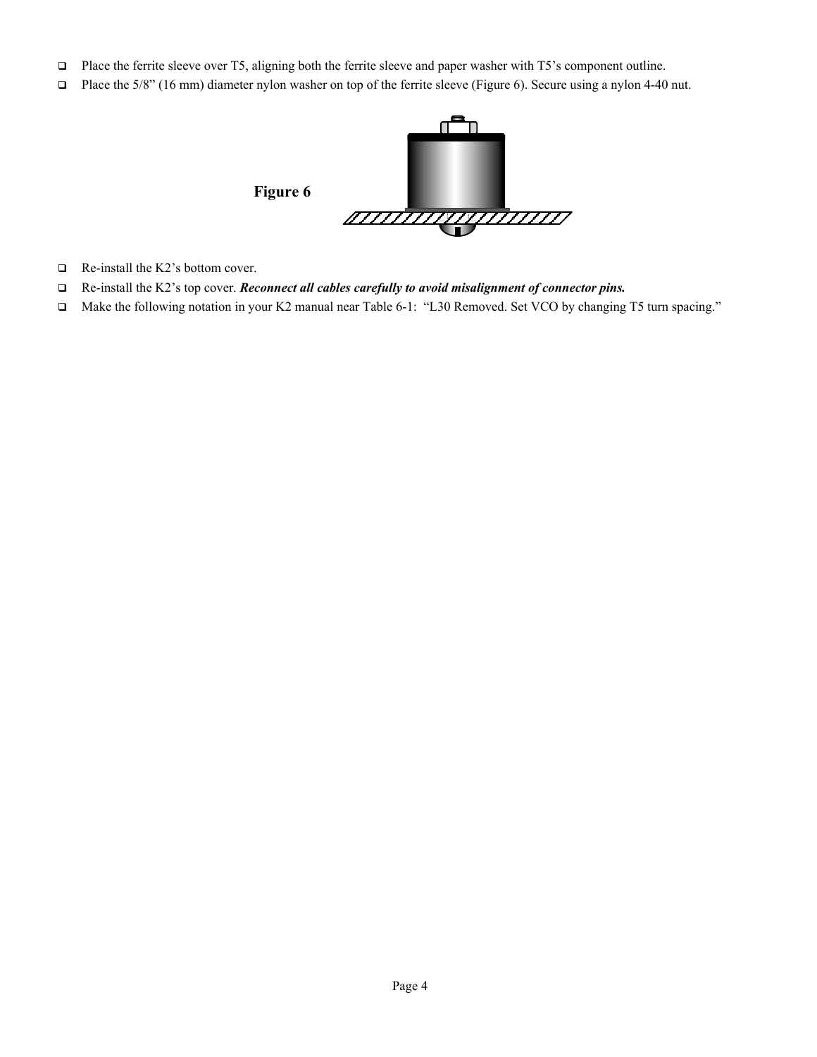- ❑ Place the ferrite sleeve over T5, aligning both the ferrite sleeve and paper washer with T5's component outline.
- ❑ Place the 5/8" (16 mm) diameter nylon washer on top of the ferrite sleeve (Figure 6). Secure using a nylon 4-40 nut.

**Figure 6**

- ❑ Re-install the K2's bottom cover.
- ❑ Re-install the K2's top cover. ***Reconnect all cables carefully to avoid misalignment of connector pins.***
- ❑ Make the following notation in your K2 manual near Table 6-1: "L30 Removed. Set VCO by changing T5 turn spacing."